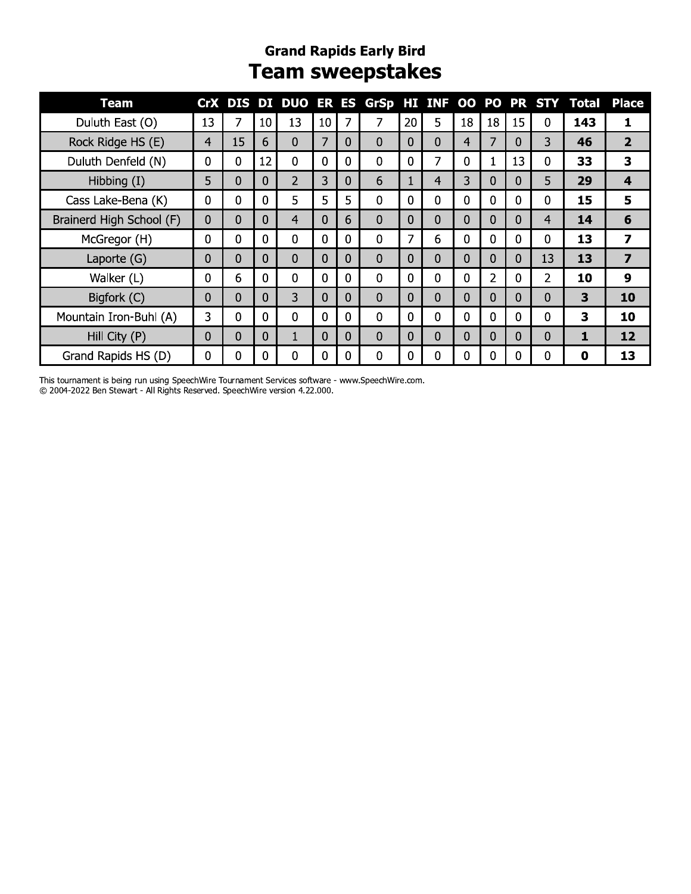## Grand Rapids Early Bird

# Team sweepstakes

| Team | CrX | DIS | DI | DUO | ER | ES | GrSp | HI | INF | OO | PO | PR | STY | Total | Place |
|---|---|---|---|---|---|---|---|---|---|---|---|---|---|---|---|
| Duluth East (O) | 13 | 7 | 10 | 13 | 10 | 7 | 7 | 20 | 5 | 18 | 18 | 15 | 0 | **143** | **1** |
| Rock Ridge HS (E) | 4 | 15 | 6 | 0 | 7 | 0 | 0 | 0 | 0 | 4 | 7 | 0 | 3 | **46** | **2** |
| Duluth Denfeld (N) | 0 | 0 | 12 | 0 | 0 | 0 | 0 | 0 | 7 | 0 | 1 | 13 | 0 | **33** | **3** |
| Hibbing (I) | 5 | 0 | 0 | 2 | 3 | 0 | 6 | 1 | 4 | 3 | 0 | 0 | 5 | **29** | **4** |
| Cass Lake-Bena (K) | 0 | 0 | 0 | 5 | 5 | 5 | 0 | 0 | 0 | 0 | 0 | 0 | 0 | **15** | **5** |
| Brainerd High School (F) | 0 | 0 | 0 | 4 | 0 | 6 | 0 | 0 | 0 | 0 | 0 | 0 | 4 | **14** | **6** |
| McGregor (H) | 0 | 0 | 0 | 0 | 0 | 0 | 0 | 7 | 6 | 0 | 0 | 0 | 0 | **13** | **7** |
| Laporte (G) | 0 | 0 | 0 | 0 | 0 | 0 | 0 | 0 | 0 | 0 | 0 | 0 | 13 | **13** | **7** |
| Walker (L) | 0 | 6 | 0 | 0 | 0 | 0 | 0 | 0 | 0 | 0 | 2 | 0 | 2 | **10** | **9** |
| Bigfork (C) | 0 | 0 | 0 | 3 | 0 | 0 | 0 | 0 | 0 | 0 | 0 | 0 | 0 | **3** | **10** |
| Mountain Iron-Buhl (A) | 3 | 0 | 0 | 0 | 0 | 0 | 0 | 0 | 0 | 0 | 0 | 0 | 0 | **3** | **10** |
| Hill City (P) | 0 | 0 | 0 | 1 | 0 | 0 | 0 | 0 | 0 | 0 | 0 | 0 | 0 | **1** | **12** |
| Grand Rapids HS (D) | 0 | 0 | 0 | 0 | 0 | 0 | 0 | 0 | 0 | 0 | 0 | 0 | 0 | **0** | **13** |

This tournament is being run using SpeechWire Tournament Services software - www.SpeechWire.com.
© 2004-2022 Ben Stewart - All Rights Reserved. SpeechWire version 4.22.000.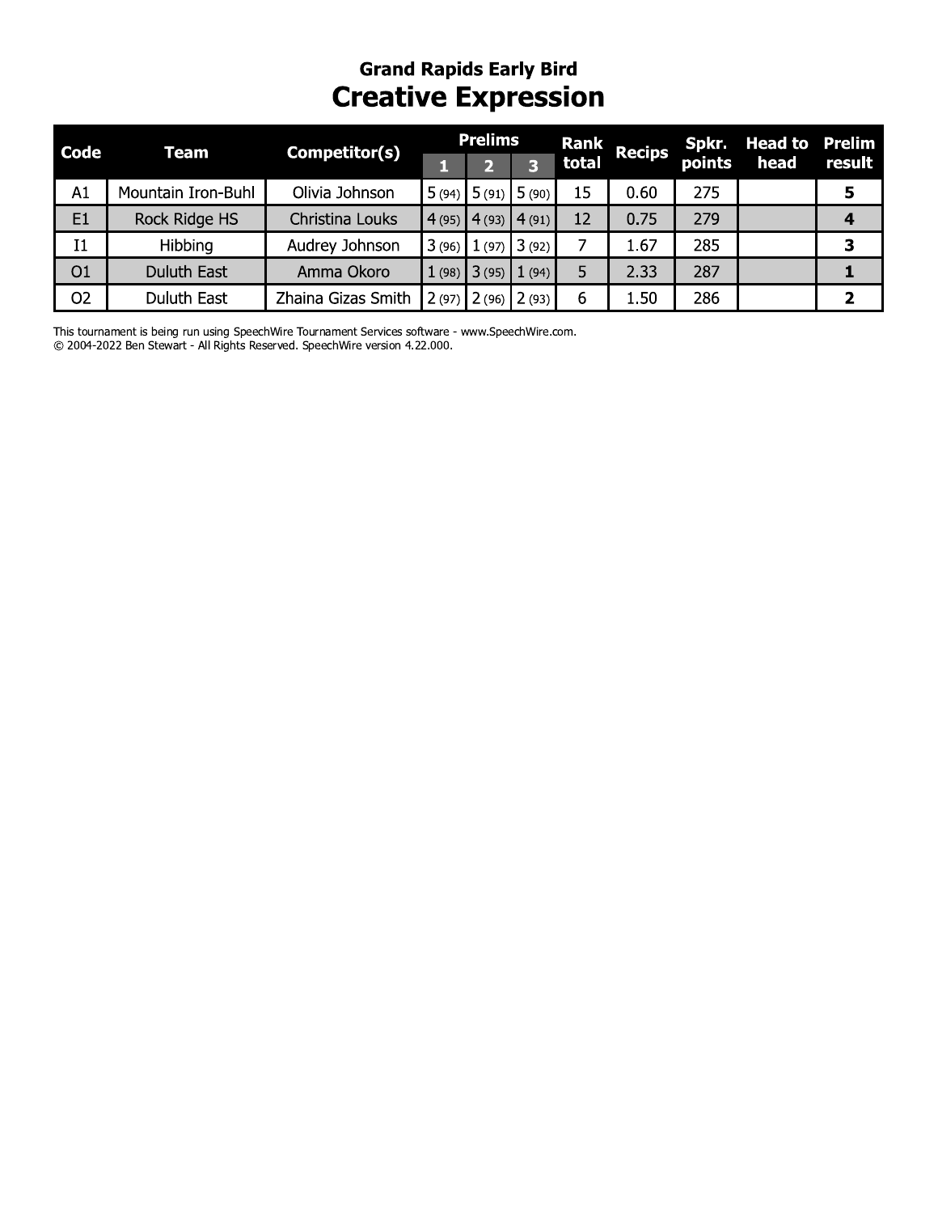## Grand Rapids Early Bird

# Creative Expression

| Code | Team | Competitor(s) | Prelims | | | Rank total | Recips | Spkr. points | Head to head | Prelim result |
|---|---|---|---|---|---|---|---|---|---|---|
| | | | 1 | 2 | 3 | | | | | |
| A1 | Mountain Iron-Buhl | Olivia Johnson | 5 (94) | 5 (91) | 5 (90) | 15 | 0.60 | 275 | | **5** |
| E1 | Rock Ridge HS | Christina Louks | 4 (95) | 4 (93) | 4 (91) | 12 | 0.75 | 279 | | **4** |
| I1 | Hibbing | Audrey Johnson | 3 (96) | 1 (97) | 3 (92) | 7 | 1.67 | 285 | | **3** |
| O1 | Duluth East | Amma Okoro | 1 (98) | 3 (95) | 1 (94) | 5 | 2.33 | 287 | | **1** |
| O2 | Duluth East | Zhaina Gizas Smith | 2 (97) | 2 (96) | 2 (93) | 6 | 1.50 | 286 | | **2** |

This tournament is being run using SpeechWire Tournament Services software - www.SpeechWire.com.
© 2004-2022 Ben Stewart - All Rights Reserved. SpeechWire version 4.22.000.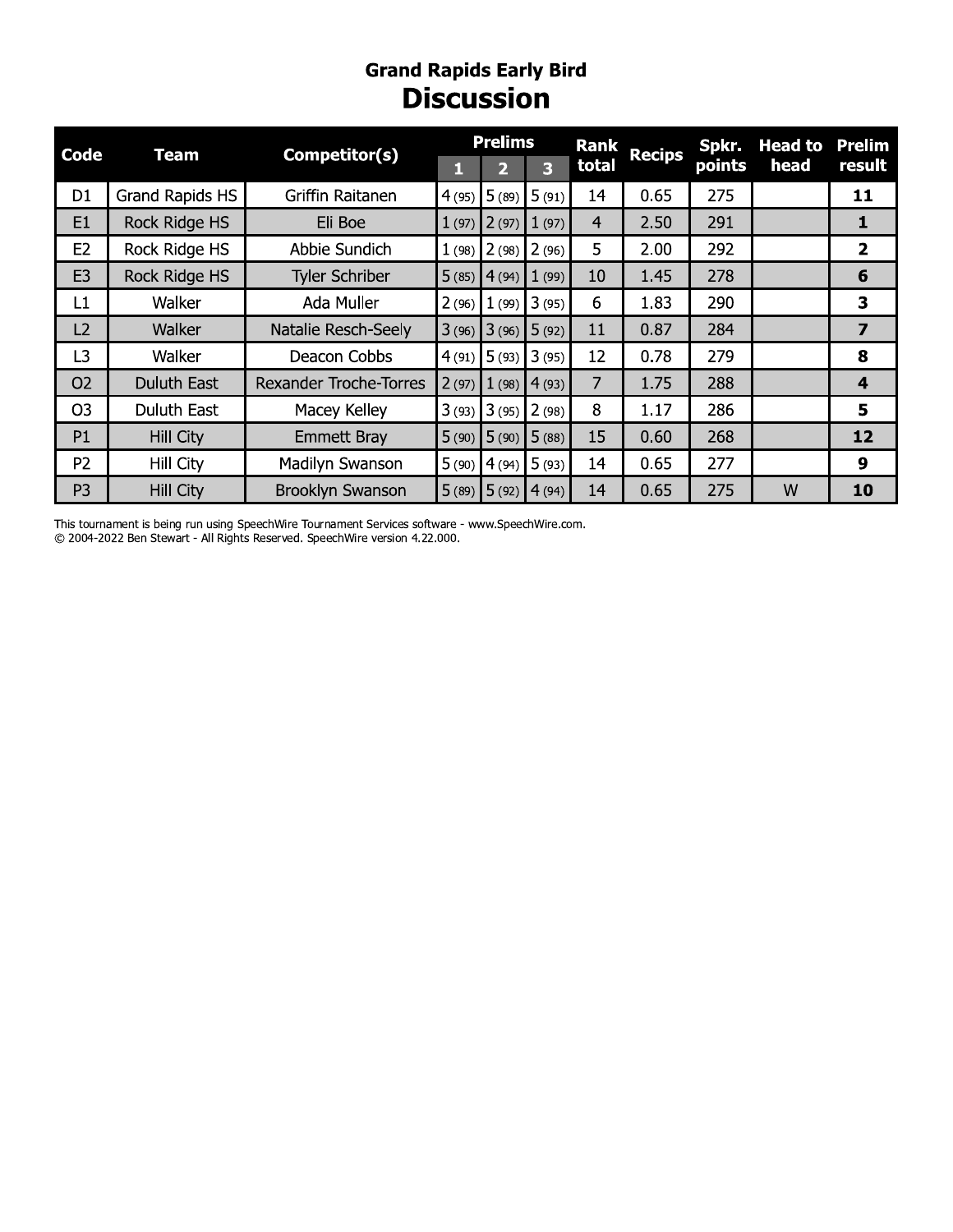## Grand Rapids Early Bird

# Discussion

| Code | Team | Competitor(s) | Prelims 1 | Prelims 2 | Prelims 3 | Rank total | Recips | Spkr. points | Head to head | Prelim result |
|---|---|---|---|---|---|---|---|---|---|---|
| D1 | Grand Rapids HS | Griffin Raitanen | 4 (95) | 5 (89) | 5 (91) | 14 | 0.65 | 275 | | **11** |
| E1 | Rock Ridge HS | Eli Boe | 1 (97) | 2 (97) | 1 (97) | 4 | 2.50 | 291 | | **1** |
| E2 | Rock Ridge HS | Abbie Sundich | 1 (98) | 2 (98) | 2 (96) | 5 | 2.00 | 292 | | **2** |
| E3 | Rock Ridge HS | Tyler Schriber | 5 (85) | 4 (94) | 1 (99) | 10 | 1.45 | 278 | | **6** |
| L1 | Walker | Ada Muller | 2 (96) | 1 (99) | 3 (95) | 6 | 1.83 | 290 | | **3** |
| L2 | Walker | Natalie Resch-Seely | 3 (96) | 3 (96) | 5 (92) | 11 | 0.87 | 284 | | **7** |
| L3 | Walker | Deacon Cobbs | 4 (91) | 5 (93) | 3 (95) | 12 | 0.78 | 279 | | **8** |
| O2 | Duluth East | Rexander Troche-Torres | 2 (97) | 1 (98) | 4 (93) | 7 | 1.75 | 288 | | **4** |
| O3 | Duluth East | Macey Kelley | 3 (93) | 3 (95) | 2 (98) | 8 | 1.17 | 286 | | **5** |
| P1 | Hill City | Emmett Bray | 5 (90) | 5 (90) | 5 (88) | 15 | 0.60 | 268 | | **12** |
| P2 | Hill City | Madilyn Swanson | 5 (90) | 4 (94) | 5 (93) | 14 | 0.65 | 277 | | **9** |
| P3 | Hill City | Brooklyn Swanson | 5 (89) | 5 (92) | 4 (94) | 14 | 0.65 | 275 | W | **10** |

This tournament is being run using SpeechWire Tournament Services software - www.SpeechWire.com.
© 2004-2022 Ben Stewart - All Rights Reserved. SpeechWire version 4.22.000.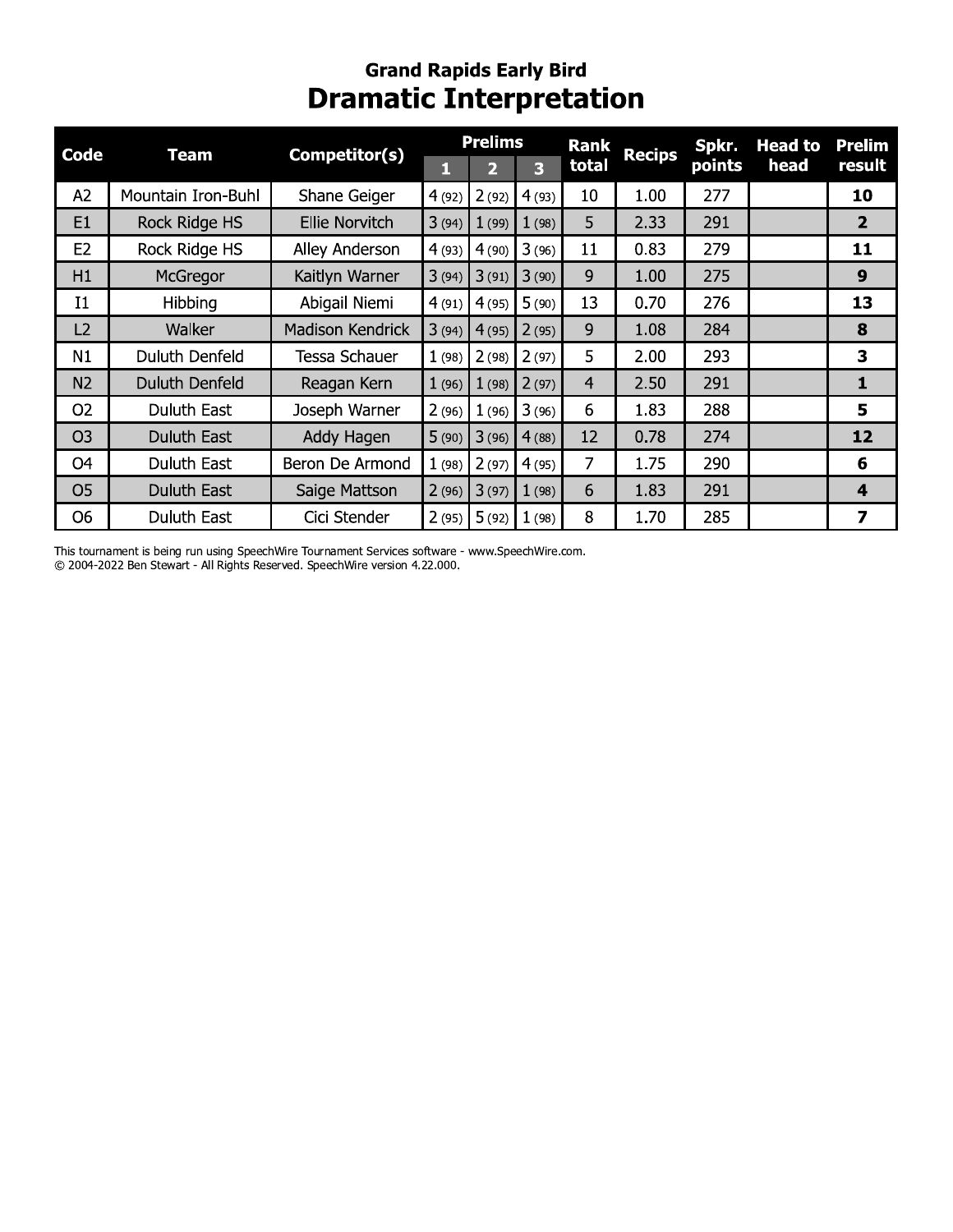## Grand Rapids Early Bird

# Dramatic Interpretation

| Code | Team | Competitor(s) | Prelims 1 | Prelims 2 | Prelims 3 | Rank total | Recips | Spkr. points | Head to head | Prelim result |
|---|---|---|---|---|---|---|---|---|---|---|
| A2 | Mountain Iron-Buhl | Shane Geiger | 4 (92) | 2 (92) | 4 (93) | 10 | 1.00 | 277 | | **10** |
| E1 | Rock Ridge HS | Ellie Norvitch | 3 (94) | 1 (99) | 1 (98) | 5 | 2.33 | 291 | | **2** |
| E2 | Rock Ridge HS | Alley Anderson | 4 (93) | 4 (90) | 3 (96) | 11 | 0.83 | 279 | | **11** |
| H1 | McGregor | Kaitlyn Warner | 3 (94) | 3 (91) | 3 (90) | 9 | 1.00 | 275 | | **9** |
| I1 | Hibbing | Abigail Niemi | 4 (91) | 4 (95) | 5 (90) | 13 | 0.70 | 276 | | **13** |
| L2 | Walker | Madison Kendrick | 3 (94) | 4 (95) | 2 (95) | 9 | 1.08 | 284 | | **8** |
| N1 | Duluth Denfeld | Tessa Schauer | 1 (98) | 2 (98) | 2 (97) | 5 | 2.00 | 293 | | **3** |
| N2 | Duluth Denfeld | Reagan Kern | 1 (96) | 1 (98) | 2 (97) | 4 | 2.50 | 291 | | **1** |
| O2 | Duluth East | Joseph Warner | 2 (96) | 1 (96) | 3 (96) | 6 | 1.83 | 288 | | **5** |
| O3 | Duluth East | Addy Hagen | 5 (90) | 3 (96) | 4 (88) | 12 | 0.78 | 274 | | **12** |
| O4 | Duluth East | Beron De Armond | 1 (98) | 2 (97) | 4 (95) | 7 | 1.75 | 290 | | **6** |
| O5 | Duluth East | Saige Mattson | 2 (96) | 3 (97) | 1 (98) | 6 | 1.83 | 291 | | **4** |
| O6 | Duluth East | Cici Stender | 2 (95) | 5 (92) | 1 (98) | 8 | 1.70 | 285 | | **7** |

This tournament is being run using SpeechWire Tournament Services software - www.SpeechWire.com.
© 2004-2022 Ben Stewart - All Rights Reserved. SpeechWire version 4.22.000.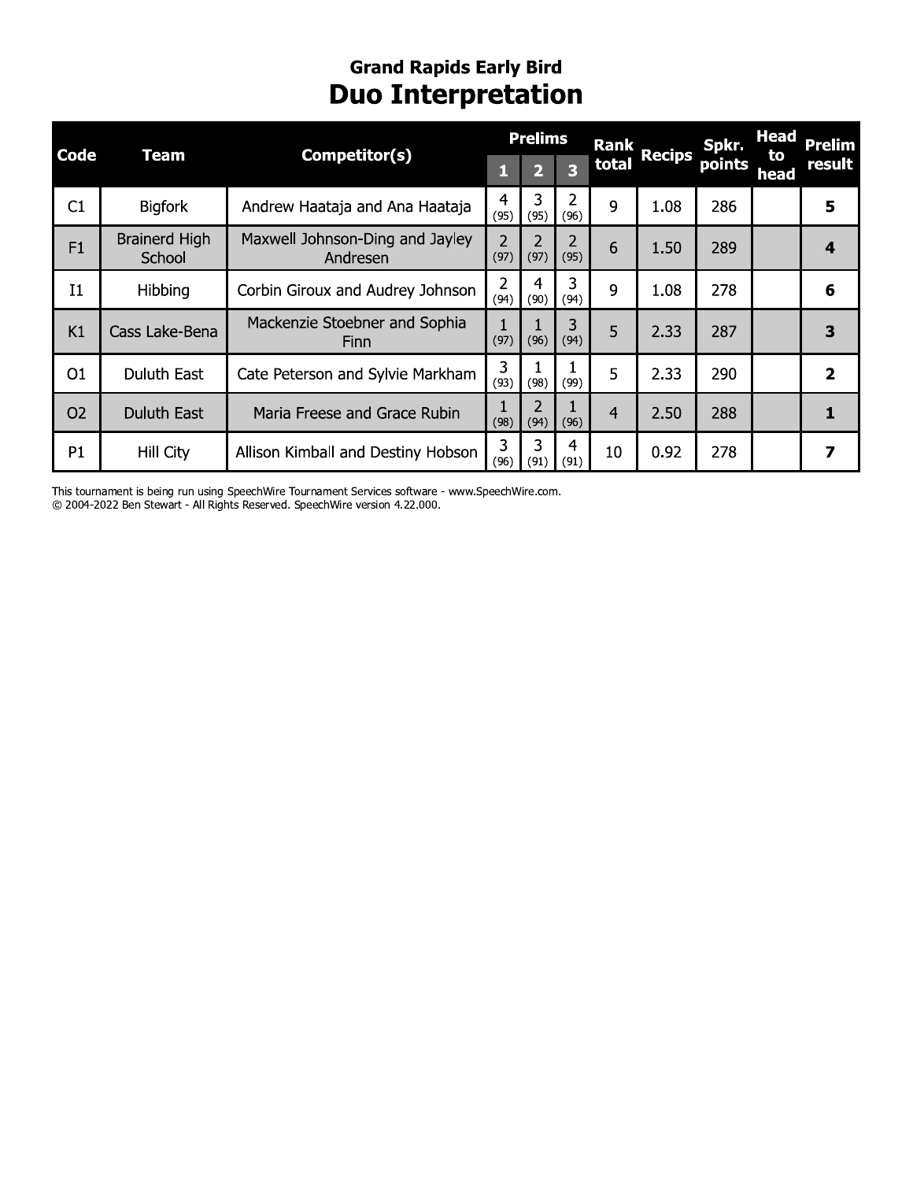## Grand Rapids Early Bird

# Duo Interpretation

| Code | Team | Competitor(s) | Prelims | | | Rank total | Recips | Spkr. points | Head to head | Prelim result |
|---|---|---|---|---|---|---|---|---|---|---|
| | | | 1 | 2 | 3 | | | | | |
| C1 | Bigfork | Andrew Haataja and Ana Haataja | 4 (95) | 3 (95) | 2 (96) | 9 | 1.08 | 286 | | **5** |
| F1 | Brainerd High School | Maxwell Johnson-Ding and Jayley Andresen | 2 (97) | 2 (97) | 2 (95) | 6 | 1.50 | 289 | | **4** |
| I1 | Hibbing | Corbin Giroux and Audrey Johnson | 2 (94) | 4 (90) | 3 (94) | 9 | 1.08 | 278 | | **6** |
| K1 | Cass Lake-Bena | Mackenzie Stoebner and Sophia Finn | 1 (97) | 1 (96) | 3 (94) | 5 | 2.33 | 287 | | **3** |
| O1 | Duluth East | Cate Peterson and Sylvie Markham | 3 (93) | 1 (98) | 1 (99) | 5 | 2.33 | 290 | | **2** |
| O2 | Duluth East | Maria Freese and Grace Rubin | 1 (98) | 2 (94) | 1 (96) | 4 | 2.50 | 288 | | **1** |
| P1 | Hill City | Allison Kimball and Destiny Hobson | 3 (96) | 3 (91) | 4 (91) | 10 | 0.92 | 278 | | **7** |

This tournament is being run using SpeechWire Tournament Services software - www.SpeechWire.com.
© 2004-2022 Ben Stewart - All Rights Reserved. SpeechWire version 4.22.000.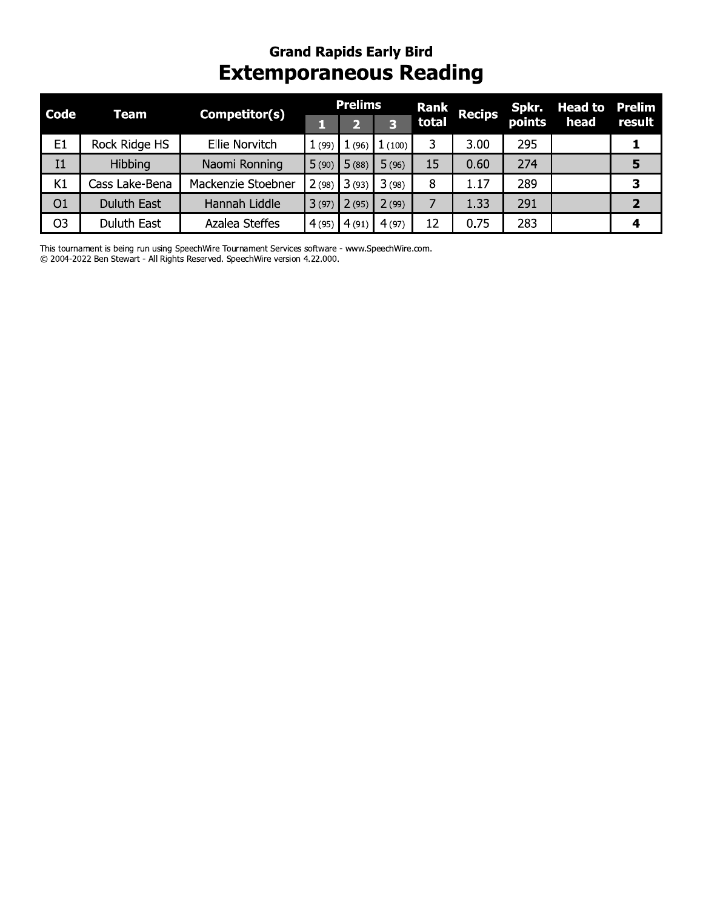## Grand Rapids Early Bird

# Extemporaneous Reading

| Code | Team | Competitor(s) | Prelims 1 | Prelims 2 | Prelims 3 | Rank total | Recips | Spkr. points | Head to head | Prelim result |
|---|---|---|---|---|---|---|---|---|---|---|
| E1 | Rock Ridge HS | Ellie Norvitch | 1 (99) | 1 (96) | 1 (100) | 3 | 3.00 | 295 | | **1** |
| I1 | Hibbing | Naomi Ronning | 5 (90) | 5 (88) | 5 (96) | 15 | 0.60 | 274 | | **5** |
| K1 | Cass Lake-Bena | Mackenzie Stoebner | 2 (98) | 3 (93) | 3 (98) | 8 | 1.17 | 289 | | **3** |
| O1 | Duluth East | Hannah Liddle | 3 (97) | 2 (95) | 2 (99) | 7 | 1.33 | 291 | | **2** |
| O3 | Duluth East | Azalea Steffes | 4 (95) | 4 (91) | 4 (97) | 12 | 0.75 | 283 | | **4** |

This tournament is being run using SpeechWire Tournament Services software - www.SpeechWire.com.
© 2004-2022 Ben Stewart - All Rights Reserved. SpeechWire version 4.22.000.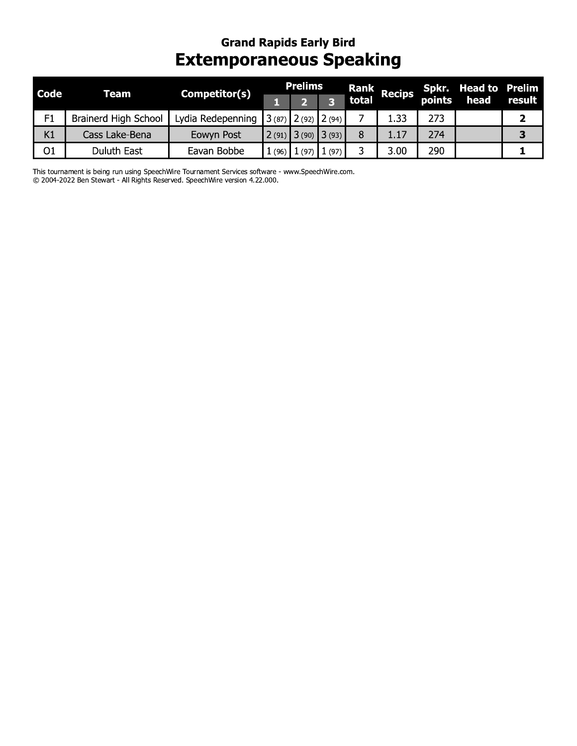## Grand Rapids Early Bird

# Extemporaneous Speaking

| Code | Team | Competitor(s) | Prelims | | | Rank total | Recips | Spkr. points | Head to head | Prelim result |
|---|---|---|---|---|---|---|---|---|---|---|
| | | | 1 | 2 | 3 | | | | | |
| F1 | Brainerd High School | Lydia Redepenning | 3 (87) | 2 (92) | 2 (94) | 7 | 1.33 | 273 | | **2** |
| K1 | Cass Lake-Bena | Eowyn Post | 2 (91) | 3 (90) | 3 (93) | 8 | 1.17 | 274 | | **3** |
| O1 | Duluth East | Eavan Bobbe | 1 (96) | 1 (97) | 1 (97) | 3 | 3.00 | 290 | | **1** |

This tournament is being run using SpeechWire Tournament Services software - www.SpeechWire.com.
© 2004-2022 Ben Stewart - All Rights Reserved. SpeechWire version 4.22.000.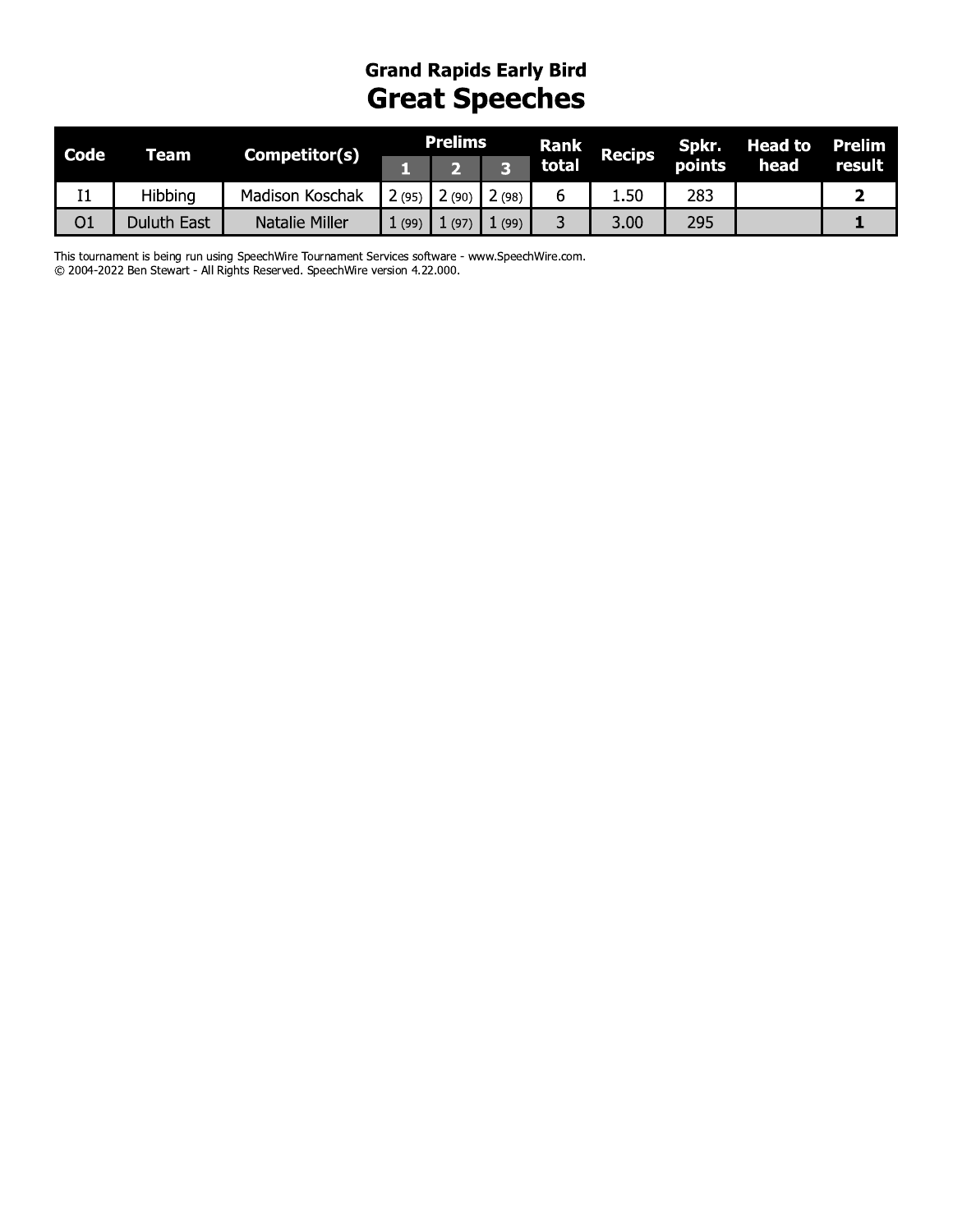## Grand Rapids Early Bird

# Great Speeches

| Code | Team | Competitor(s) | Prelims | | | Rank total | Recips | Spkr. points | Head to head | Prelim result |
|---|---|---|---|---|---|---|---|---|---|---|
| | | | 1 | 2 | 3 | | | | | |
| I1 | Hibbing | Madison Koschak | 2 (95) | 2 (90) | 2 (98) | 6 | 1.50 | 283 | | **2** |
| O1 | Duluth East | Natalie Miller | 1 (99) | 1 (97) | 1 (99) | 3 | 3.00 | 295 | | **1** |

This tournament is being run using SpeechWire Tournament Services software - www.SpeechWire.com.
© 2004-2022 Ben Stewart - All Rights Reserved. SpeechWire version 4.22.000.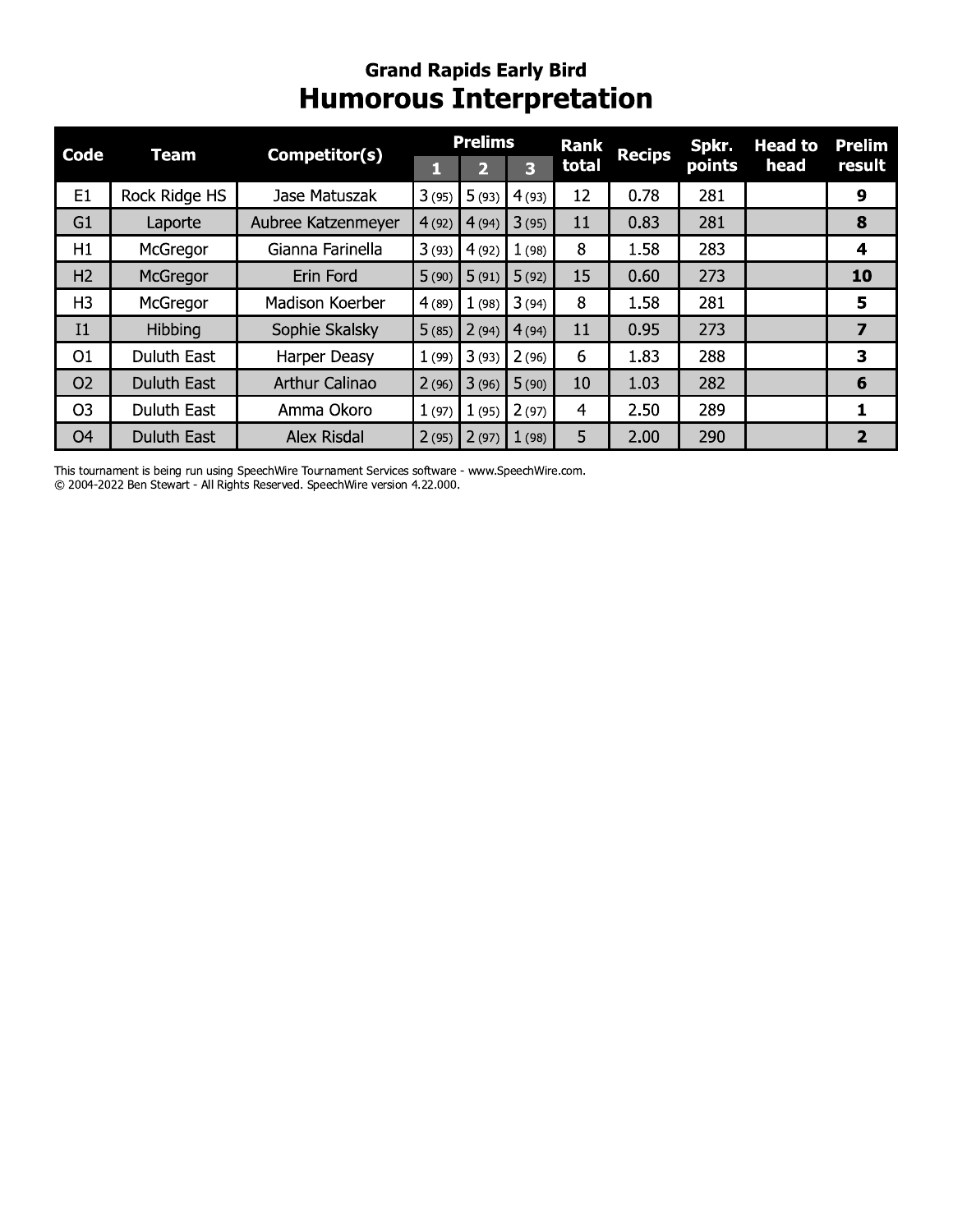## Grand Rapids Early Bird

# Humorous Interpretation

| Code | Team | Competitor(s) | Prelims 1 | Prelims 2 | Prelims 3 | Rank total | Recips | Spkr. points | Head to head | Prelim result |
|---|---|---|---|---|---|---|---|---|---|---|
| E1 | Rock Ridge HS | Jase Matuszak | 3 (95) | 5 (93) | 4 (93) | 12 | 0.78 | 281 | | **9** |
| G1 | Laporte | Aubree Katzenmeyer | 4 (92) | 4 (94) | 3 (95) | 11 | 0.83 | 281 | | **8** |
| H1 | McGregor | Gianna Farinella | 3 (93) | 4 (92) | 1 (98) | 8 | 1.58 | 283 | | **4** |
| H2 | McGregor | Erin Ford | 5 (90) | 5 (91) | 5 (92) | 15 | 0.60 | 273 | | **10** |
| H3 | McGregor | Madison Koerber | 4 (89) | 1 (98) | 3 (94) | 8 | 1.58 | 281 | | **5** |
| I1 | Hibbing | Sophie Skalsky | 5 (85) | 2 (94) | 4 (94) | 11 | 0.95 | 273 | | **7** |
| O1 | Duluth East | Harper Deasy | 1 (99) | 3 (93) | 2 (96) | 6 | 1.83 | 288 | | **3** |
| O2 | Duluth East | Arthur Calinao | 2 (96) | 3 (96) | 5 (90) | 10 | 1.03 | 282 | | **6** |
| O3 | Duluth East | Amma Okoro | 1 (97) | 1 (95) | 2 (97) | 4 | 2.50 | 289 | | **1** |
| O4 | Duluth East | Alex Risdal | 2 (95) | 2 (97) | 1 (98) | 5 | 2.00 | 290 | | **2** |

This tournament is being run using SpeechWire Tournament Services software - www.SpeechWire.com.
© 2004-2022 Ben Stewart - All Rights Reserved. SpeechWire version 4.22.000.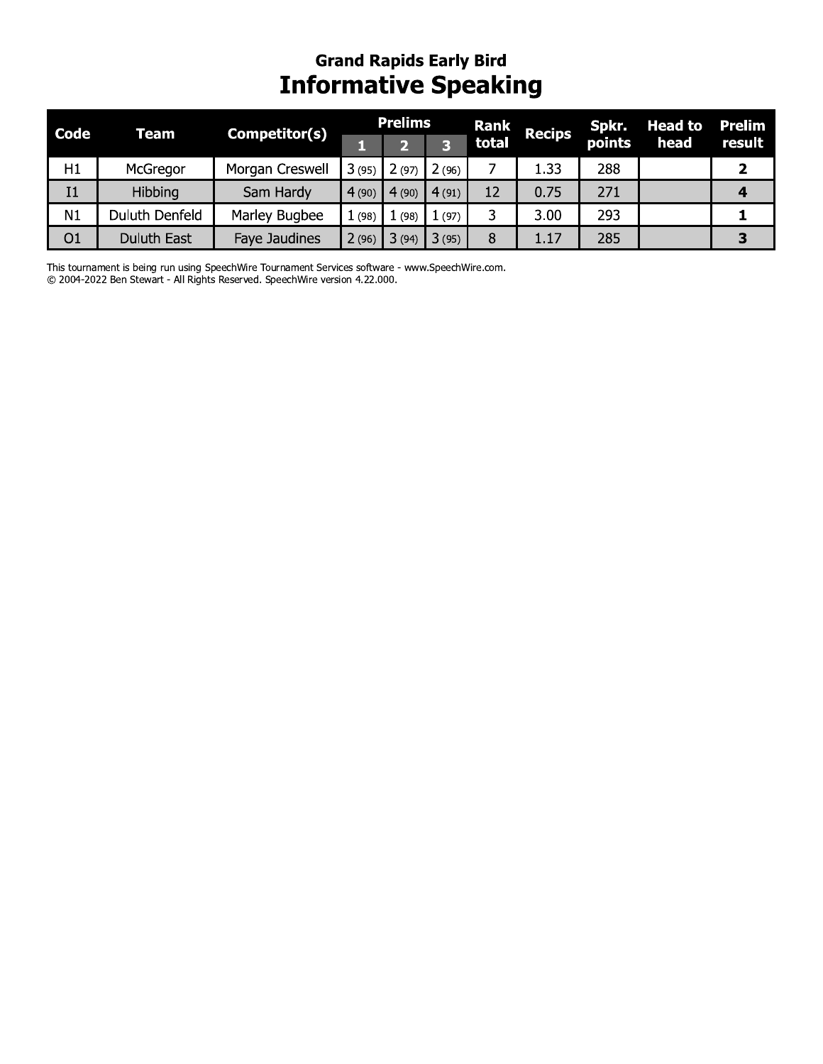## Grand Rapids Early Bird

# Informative Speaking

| Code | Team | Competitor(s) | Prelims | | | Rank total | Recips | Spkr. points | Head to head | Prelim result |
|---|---|---|---|---|---|---|---|---|---|---|
| | | | 1 | 2 | 3 | | | | | |
| H1 | McGregor | Morgan Creswell | 3 (95) | 2 (97) | 2 (96) | 7 | 1.33 | 288 | | **2** |
| I1 | Hibbing | Sam Hardy | 4 (90) | 4 (90) | 4 (91) | 12 | 0.75 | 271 | | **4** |
| N1 | Duluth Denfeld | Marley Bugbee | 1 (98) | 1 (98) | 1 (97) | 3 | 3.00 | 293 | | **1** |
| O1 | Duluth East | Faye Jaudines | 2 (96) | 3 (94) | 3 (95) | 8 | 1.17 | 285 | | **3** |

This tournament is being run using SpeechWire Tournament Services software - www.SpeechWire.com.
© 2004-2022 Ben Stewart - All Rights Reserved. SpeechWire version 4.22.000.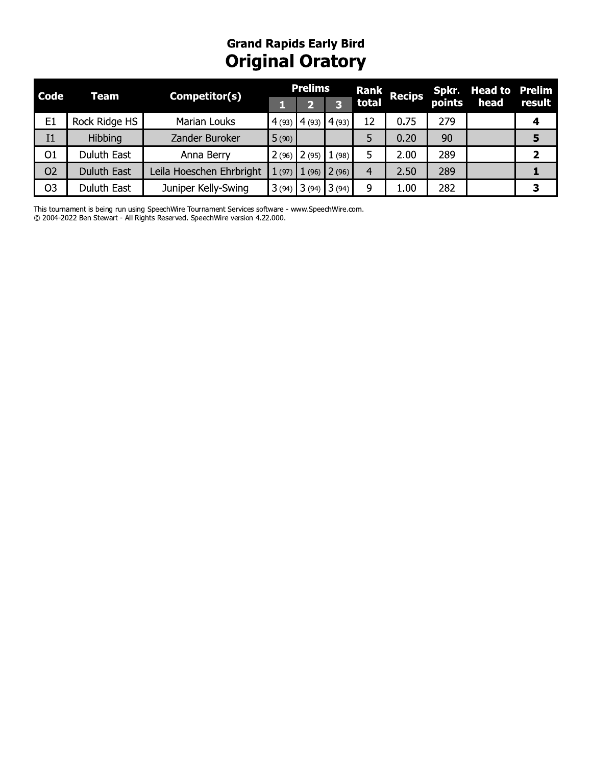## Grand Rapids Early Bird

# Original Oratory

| Code | Team | Competitor(s) | Prelims 1 | Prelims 2 | Prelims 3 | Rank total | Recips | Spkr. points | Head to head | Prelim result |
|---|---|---|---|---|---|---|---|---|---|---|
| E1 | Rock Ridge HS | Marian Louks | 4 (93) | 4 (93) | 4 (93) | 12 | 0.75 | 279 | | **4** |
| I1 | Hibbing | Zander Buroker | 5 (90) | | | 5 | 0.20 | 90 | | **5** |
| O1 | Duluth East | Anna Berry | 2 (96) | 2 (95) | 1 (98) | 5 | 2.00 | 289 | | **2** |
| O2 | Duluth East | Leila Hoeschen Ehrbright | 1 (97) | 1 (96) | 2 (96) | 4 | 2.50 | 289 | | **1** |
| O3 | Duluth East | Juniper Kelly-Swing | 3 (94) | 3 (94) | 3 (94) | 9 | 1.00 | 282 | | **3** |

This tournament is being run using SpeechWire Tournament Services software - www.SpeechWire.com.
© 2004-2022 Ben Stewart - All Rights Reserved. SpeechWire version 4.22.000.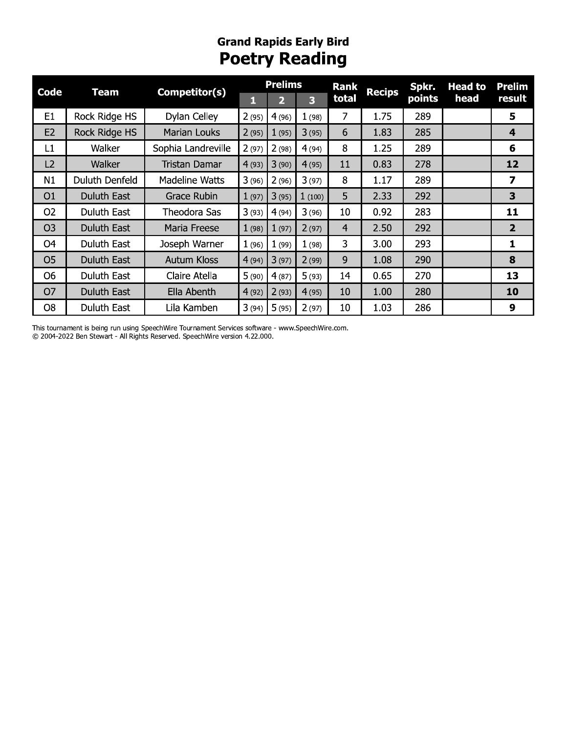## Grand Rapids Early Bird

# Poetry Reading

| Code | Team | Competitor(s) | Prelims | | | Rank total | Recips | Spkr. points | Head to head | Prelim result |
|---|---|---|---|---|---|---|---|---|---|---|
| | | | 1 | 2 | 3 | | | | | |
| E1 | Rock Ridge HS | Dylan Celley | 2 (95) | 4 (96) | 1 (98) | 7 | 1.75 | 289 | | **5** |
| E2 | Rock Ridge HS | Marian Louks | 2 (95) | 1 (95) | 3 (95) | 6 | 1.83 | 285 | | **4** |
| L1 | Walker | Sophia Landreville | 2 (97) | 2 (98) | 4 (94) | 8 | 1.25 | 289 | | **6** |
| L2 | Walker | Tristan Damar | 4 (93) | 3 (90) | 4 (95) | 11 | 0.83 | 278 | | **12** |
| N1 | Duluth Denfeld | Madeline Watts | 3 (96) | 2 (96) | 3 (97) | 8 | 1.17 | 289 | | **7** |
| O1 | Duluth East | Grace Rubin | 1 (97) | 3 (95) | 1 (100) | 5 | 2.33 | 292 | | **3** |
| O2 | Duluth East | Theodora Sas | 3 (93) | 4 (94) | 3 (96) | 10 | 0.92 | 283 | | **11** |
| O3 | Duluth East | Maria Freese | 1 (98) | 1 (97) | 2 (97) | 4 | 2.50 | 292 | | **2** |
| O4 | Duluth East | Joseph Warner | 1 (96) | 1 (99) | 1 (98) | 3 | 3.00 | 293 | | **1** |
| O5 | Duluth East | Autum Kloss | 4 (94) | 3 (97) | 2 (99) | 9 | 1.08 | 290 | | **8** |
| O6 | Duluth East | Claire Atella | 5 (90) | 4 (87) | 5 (93) | 14 | 0.65 | 270 | | **13** |
| O7 | Duluth East | Ella Abenth | 4 (92) | 2 (93) | 4 (95) | 10 | 1.00 | 280 | | **10** |
| O8 | Duluth East | Lila Kamben | 3 (94) | 5 (95) | 2 (97) | 10 | 1.03 | 286 | | **9** |

This tournament is being run using SpeechWire Tournament Services software - www.SpeechWire.com.
© 2004-2022 Ben Stewart - All Rights Reserved. SpeechWire version 4.22.000.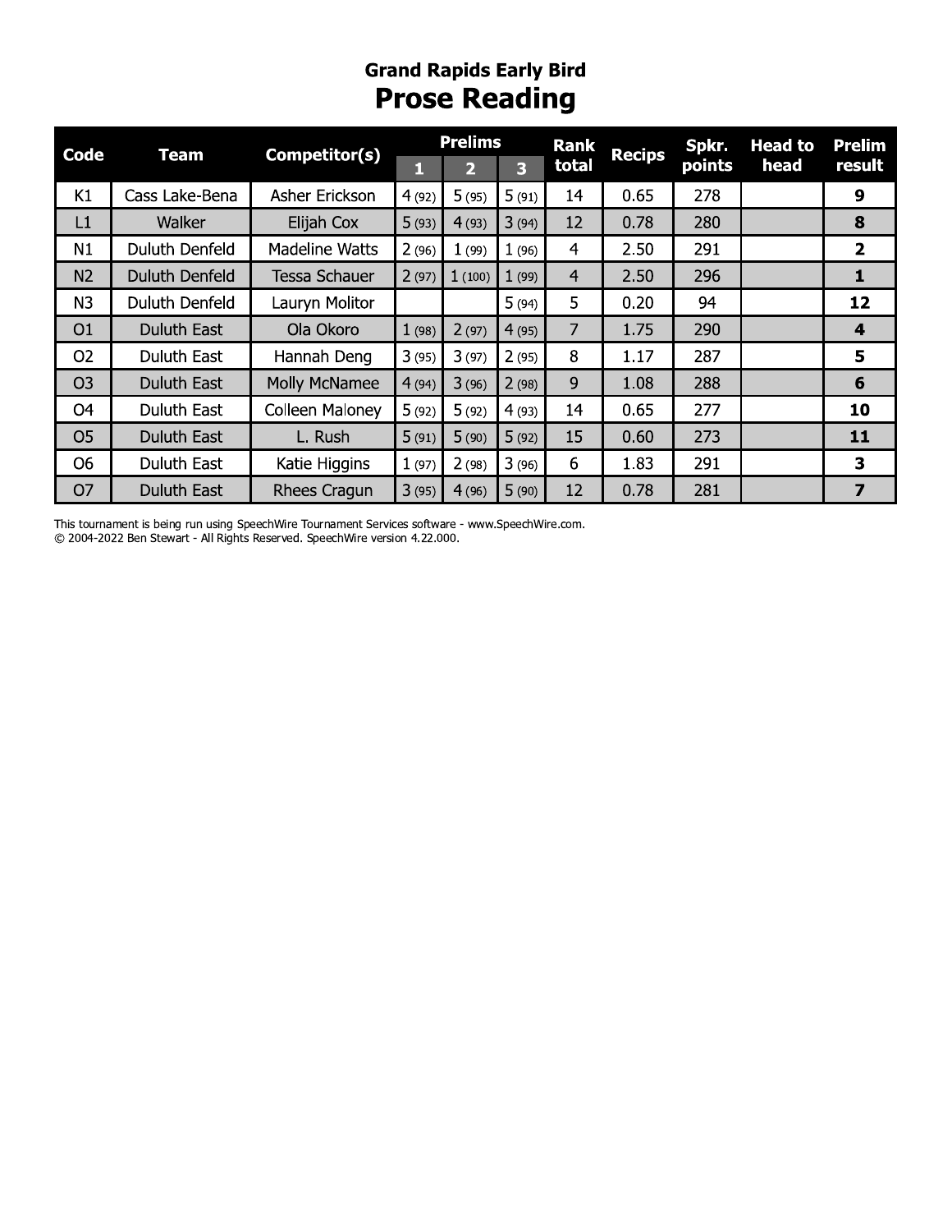## Grand Rapids Early Bird

# Prose Reading

| Code | Team | Competitor(s) | Prelims | | | Rank total | Recips | Spkr. points | Head to head | Prelim result |
|---|---|---|---|---|---|---|---|---|---|---|
| | | | 1 | 2 | 3 | | | | | |
| K1 | Cass Lake-Bena | Asher Erickson | 4 (92) | 5 (95) | 5 (91) | 14 | 0.65 | 278 | | **9** |
| L1 | Walker | Elijah Cox | 5 (93) | 4 (93) | 3 (94) | 12 | 0.78 | 280 | | **8** |
| N1 | Duluth Denfeld | Madeline Watts | 2 (96) | 1 (99) | 1 (96) | 4 | 2.50 | 291 | | **2** |
| N2 | Duluth Denfeld | Tessa Schauer | 2 (97) | 1 (100) | 1 (99) | 4 | 2.50 | 296 | | **1** |
| N3 | Duluth Denfeld | Lauryn Molitor | | | 5 (94) | 5 | 0.20 | 94 | | **12** |
| O1 | Duluth East | Ola Okoro | 1 (98) | 2 (97) | 4 (95) | 7 | 1.75 | 290 | | **4** |
| O2 | Duluth East | Hannah Deng | 3 (95) | 3 (97) | 2 (95) | 8 | 1.17 | 287 | | **5** |
| O3 | Duluth East | Molly McNamee | 4 (94) | 3 (96) | 2 (98) | 9 | 1.08 | 288 | | **6** |
| O4 | Duluth East | Colleen Maloney | 5 (92) | 5 (92) | 4 (93) | 14 | 0.65 | 277 | | **10** |
| O5 | Duluth East | L. Rush | 5 (91) | 5 (90) | 5 (92) | 15 | 0.60 | 273 | | **11** |
| O6 | Duluth East | Katie Higgins | 1 (97) | 2 (98) | 3 (96) | 6 | 1.83 | 291 | | **3** |
| O7 | Duluth East | Rhees Cragun | 3 (95) | 4 (96) | 5 (90) | 12 | 0.78 | 281 | | **7** |

This tournament is being run using SpeechWire Tournament Services software - www.SpeechWire.com.
© 2004-2022 Ben Stewart - All Rights Reserved. SpeechWire version 4.22.000.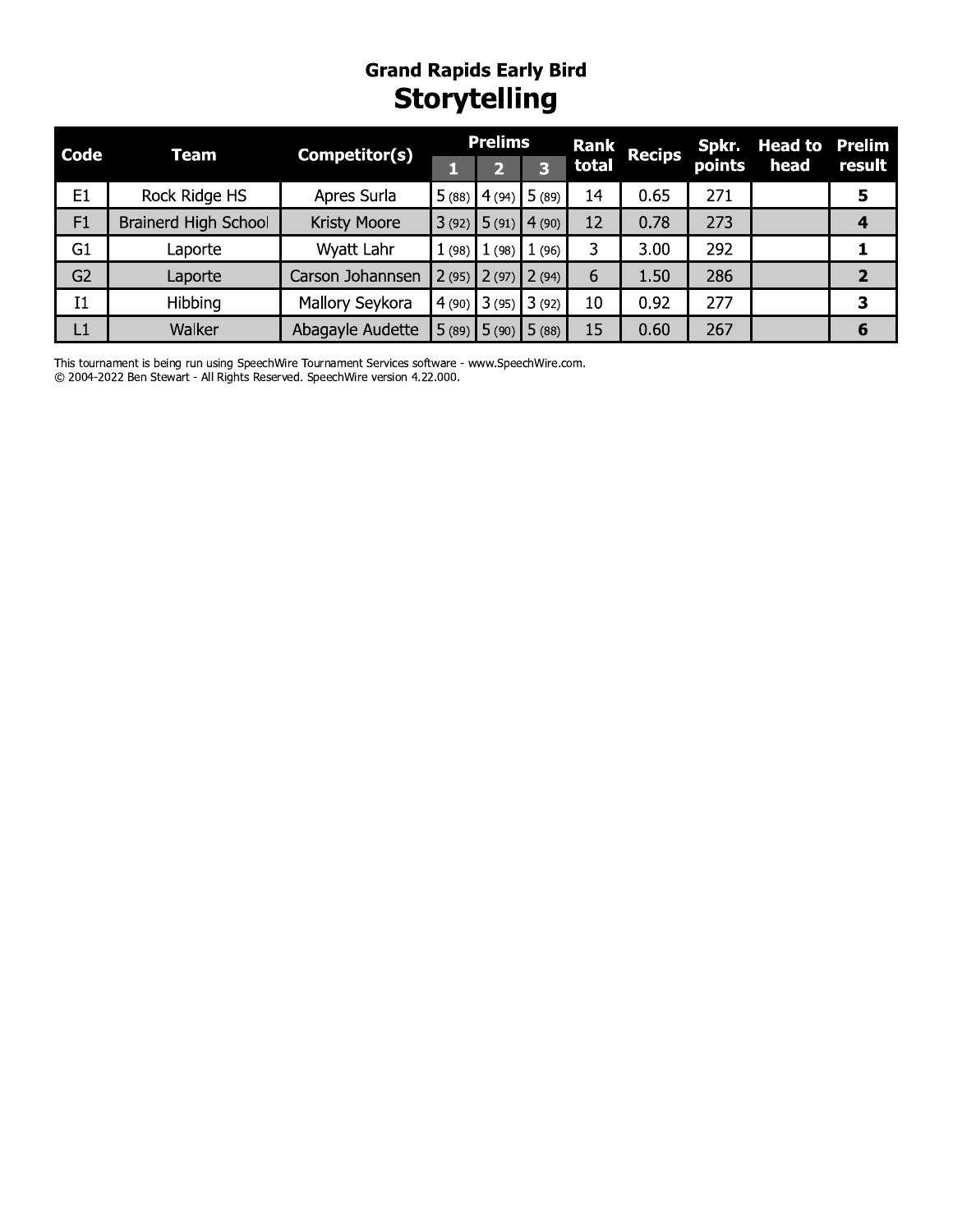## Grand Rapids Early Bird

# Storytelling

| Code | Team | Competitor(s) | Prelims | | | Rank total | Recips | Spkr. points | Head to head | Prelim result |
|---|---|---|---|---|---|---|---|---|---|---|
| | | | 1 | 2 | 3 | | | | | |
| E1 | Rock Ridge HS | Apres Surla | 5 (88) | 4 (94) | 5 (89) | 14 | 0.65 | 271 | | **5** |
| F1 | Brainerd High School | Kristy Moore | 3 (92) | 5 (91) | 4 (90) | 12 | 0.78 | 273 | | **4** |
| G1 | Laporte | Wyatt Lahr | 1 (98) | 1 (98) | 1 (96) | 3 | 3.00 | 292 | | **1** |
| G2 | Laporte | Carson Johannsen | 2 (95) | 2 (97) | 2 (94) | 6 | 1.50 | 286 | | **2** |
| I1 | Hibbing | Mallory Seykora | 4 (90) | 3 (95) | 3 (92) | 10 | 0.92 | 277 | | **3** |
| L1 | Walker | Abagayle Audette | 5 (89) | 5 (90) | 5 (88) | 15 | 0.60 | 267 | | **6** |

This tournament is being run using SpeechWire Tournament Services software - www.SpeechWire.com.
© 2004-2022 Ben Stewart - All Rights Reserved. SpeechWire version 4.22.000.